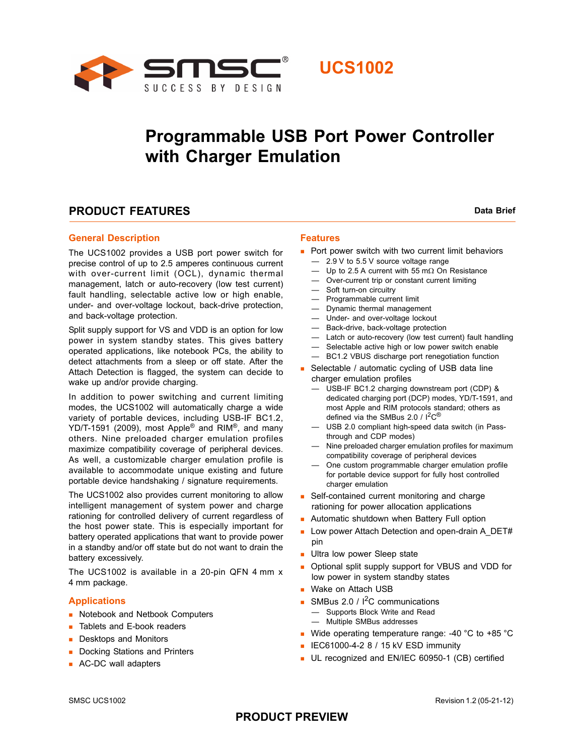# UCS1002

# Programmable USB Port Power Controller with Charger Emulation

## PRODUCT FEATURES

**Data Brief**

### General Description

The UCS1002 provides a USB port power switch for precise control of up to 2.5 amperes continuous current with over-current limit (OCL), dynamic thermal management, latch or auto-recovery (low test current) fault handling, selectable active low or high enable, under- and over-voltage lockout, back-drive protection, and back-voltage protection.

Split supply support for VS and VDD is an option for low power in system standby states. This gives battery operated applications, like notebook PCs, the ability to detect attachments from a sleep or off state. After the Attach Detection is flagged, the system can decide to wake up and/or provide charging.

In addition to power switching and current limiting modes, the UCS1002 will automatically charge a wide variety of portable devices, including USB-IF BC1.2, YD/T-1591 (2009), most Apple® and RIM®, and many others. Nine preloaded charger emulation profiles maximize compatibility coverage of peripheral devices. As well, a customizable charger emulation profile is available to accommodate unique existing and future portable device handshaking / signature requirements.

The UCS1002 also provides current monitoring to allow intelligent management of system power and charge rationing for controlled delivery of current regardless of the host power state. This is especially important for battery operated applications that want to provide power in a standby and/or off state but do not want to drain the battery excessively.

The UCS1002 is available in a 20-pin QFN 4 mm x 4 mm package.

### Applications

- Notebook and Netbook Computers
- Tablets and E-book readers
- Desktops and Monitors
- Docking Stations and Printers
- AC-DC wall adapters

### Features

- Port power switch with two current limit behaviors
  - 2.9 V to 5.5 V source voltage range
  - Up to 2.5 A current with 55 mΩ On Resistance
  - Over-current trip or constant current limiting
  - Soft turn-on circuitry
  - Programmable current limit
  - Dynamic thermal management
  - Under- and over-voltage lockout
  - Back-drive, back-voltage protection
  - Latch or auto-recovery (low test current) fault handling
  - Selectable active high or low power switch enable
  - BC1.2 VBUS discharge port renegotiation function
- Selectable / automatic cycling of USB data line charger emulation profiles
  - USB-IF BC1.2 charging downstream port (CDP) & dedicated charging port (DCP) modes, YD/T-1591, and most Apple and RIM protocols standard; others as defined via the SMBus 2.0 / I$^2$C®
  - USB 2.0 compliant high-speed data switch (in Pass-through and CDP modes)
  - Nine preloaded charger emulation profiles for maximum compatibility coverage of peripheral devices
  - One custom programmable charger emulation profile for portable device support for fully host controlled charger emulation
- Self-contained current monitoring and charge rationing for power allocation applications
- Automatic shutdown when Battery Full option
- Low power Attach Detection and open-drain A_DET# pin
- Ultra low power Sleep state
- Optional split supply support for VBUS and VDD for low power in system standby states
- Wake on Attach USB
- SMBus 2.0 / I$^2$C communications
  - Supports Block Write and Read
  - Multiple SMBus addresses
- Wide operating temperature range: -40 °C to +85 °C
- IEC61000-4-2 8 / 15 kV ESD immunity
- UL recognized and EN/IEC 60950-1 (CB) certified

SMSC UCS1002 Revision 1.2 (05-21-12)

**PRODUCT PREVIEW**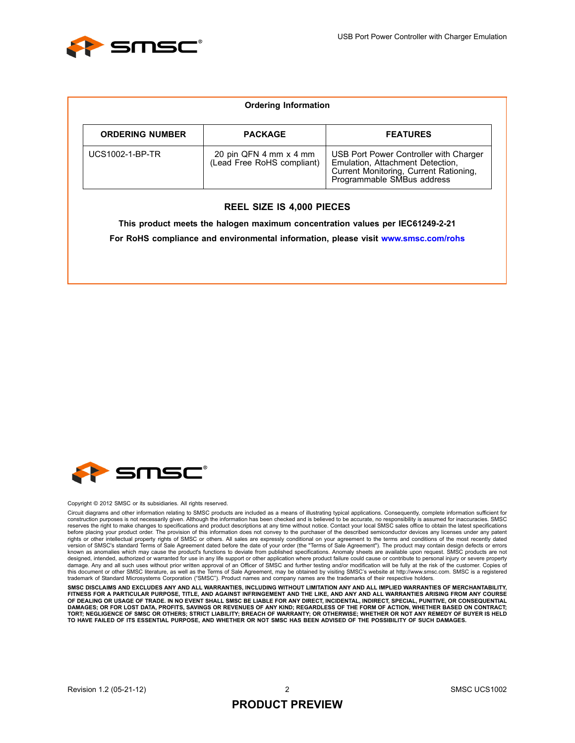## Ordering Information

| ORDERING NUMBER | PACKAGE | FEATURES |
|---|---|---|
| UCS1002-1-BP-TR | 20 pin QFN 4 mm x 4 mm (Lead Free RoHS compliant) | USB Port Power Controller with Charger Emulation, Attachment Detection, Current Monitoring, Current Rationing, Programmable SMBus address |

**REEL SIZE IS 4,000 PIECES**

**This product meets the halogen maximum concentration values per IEC61249-2-21**

**For RoHS compliance and environmental information, please visit www.smsc.com/rohs**

Copyright © 2012 SMSC or its subsidiaries. All rights reserved.

Circuit diagrams and other information relating to SMSC products are included as a means of illustrating typical applications. Consequently, complete information sufficient for construction purposes is not necessarily given. Although the information has been checked and is believed to be accurate, no responsibility is assumed for inaccuracies. SMSC reserves the right to make changes to specifications and product descriptions at any time without notice. Contact your local SMSC sales office to obtain the latest specifications before placing your product order. The provision of this information does not convey to the purchaser of the described semiconductor devices any licenses under any patent rights or other intellectual property rights of SMSC or others. All sales are expressly conditional on your agreement to the terms and conditions of the most recently dated version of SMSC's standard Terms of Sale Agreement dated before the date of your order (the "Terms of Sale Agreement"). The product may contain design defects or errors known as anomalies which may cause the product's functions to deviate from published specifications. Anomaly sheets are available upon request. SMSC products are not designed, intended, authorized or warranted for use in any life support or other application where product failure could cause or contribute to personal injury or severe property damage. Any and all such uses without prior written approval of an Officer of SMSC and further testing and/or modification will be fully at the risk of the customer. Copies of this document or other SMSC literature, as well as the Terms of Sale Agreement, may be obtained by visiting SMSC's website at http://www.smsc.com. SMSC is a registered trademark of Standard Microsystems Corporation ("SMSC"). Product names and company names are the trademarks of their respective holders.

**SMSC DISCLAIMS AND EXCLUDES ANY AND ALL WARRANTIES, INCLUDING WITHOUT LIMITATION ANY AND ALL IMPLIED WARRANTIES OF MERCHANTABILITY, FITNESS FOR A PARTICULAR PURPOSE, TITLE, AND AGAINST INFRINGEMENT AND THE LIKE, AND ANY AND ALL WARRANTIES ARISING FROM ANY COURSE OF DEALING OR USAGE OF TRADE. IN NO EVENT SHALL SMSC BE LIABLE FOR ANY DIRECT, INCIDENTAL, INDIRECT, SPECIAL, PUNITIVE, OR CONSEQUENTIAL DAMAGES; OR FOR LOST DATA, PROFITS, SAVINGS OR REVENUES OF ANY KIND; REGARDLESS OF THE FORM OF ACTION, WHETHER BASED ON CONTRACT; TORT; NEGLIGENCE OF SMSC OR OTHERS; STRICT LIABILITY; BREACH OF WARRANTY; OR OTHERWISE; WHETHER OR NOT ANY REMEDY OF BUYER IS HELD TO HAVE FAILED OF ITS ESSENTIAL PURPOSE, AND WHETHER OR NOT SMSC HAS BEEN ADVISED OF THE POSSIBILITY OF SUCH DAMAGES.**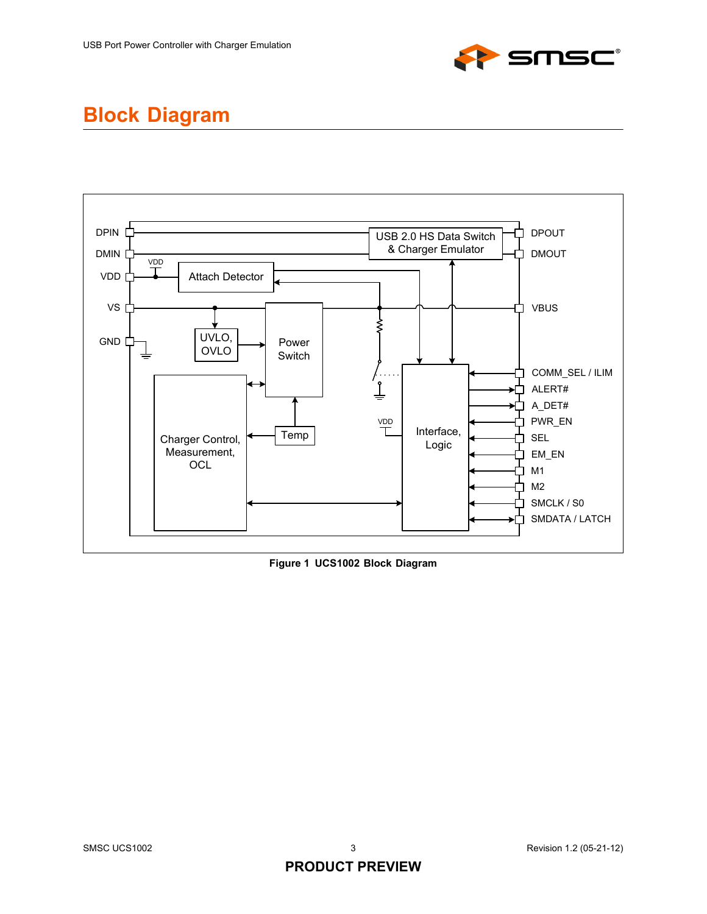# Block Diagram

Figure 1 UCS1002 Block Diagram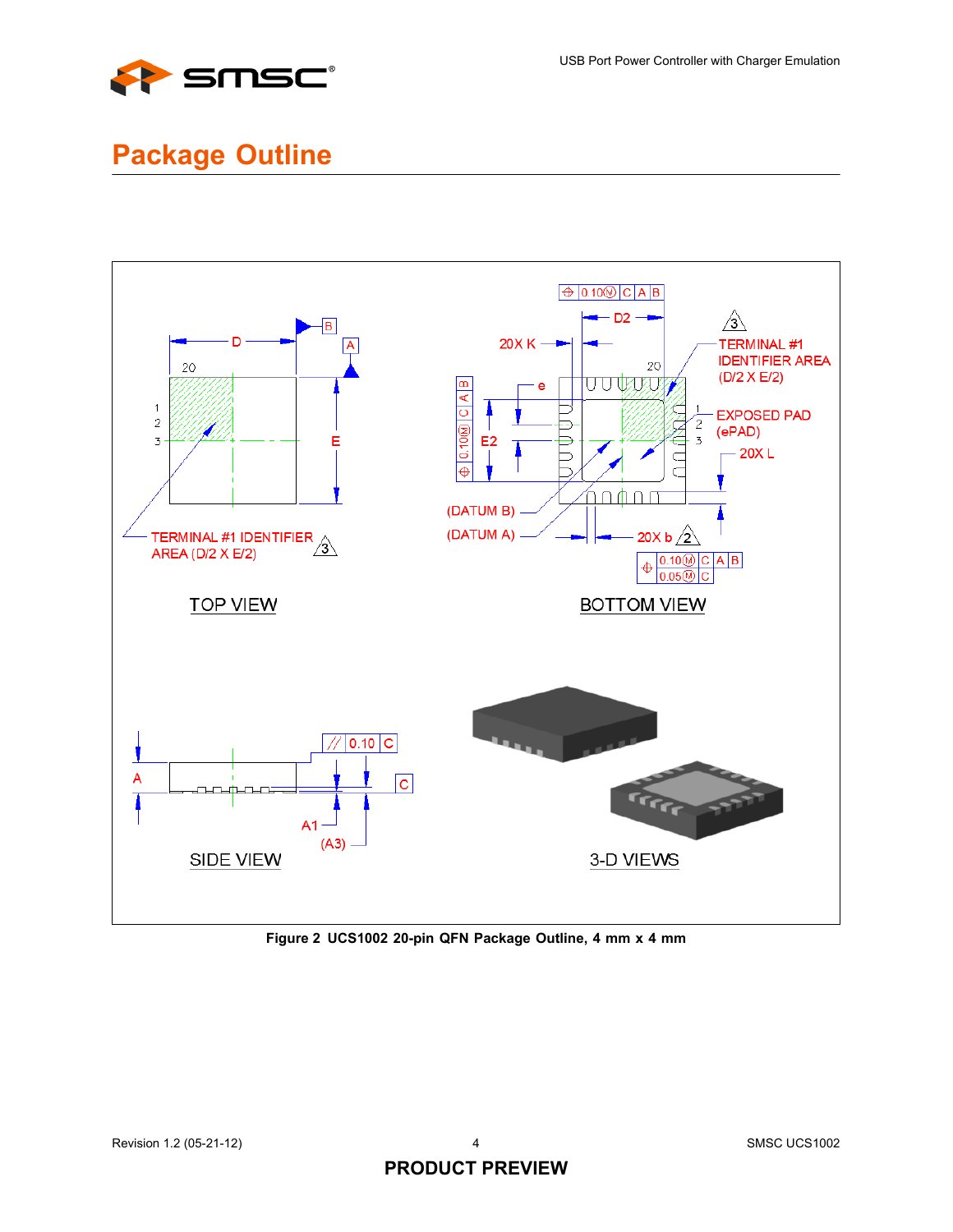# Package Outline

Figure 2 UCS1002 20-pin QFN Package Outline, 4 mm x 4 mm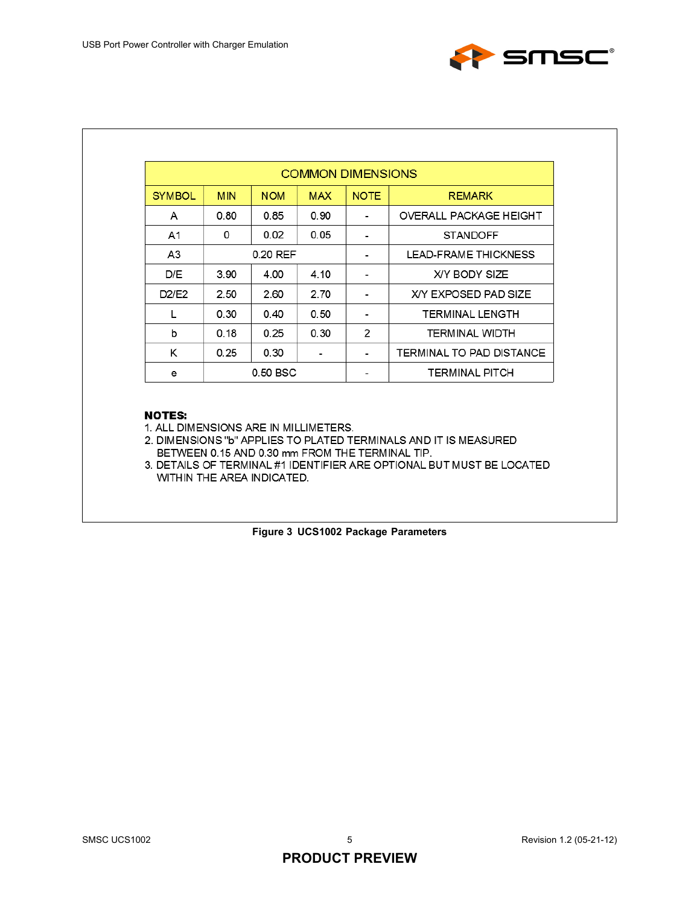| COMMON DIMENSIONS | | | | | |
|---|---|---|---|---|---|
| SYMBOL | MIN | NOM | MAX | NOTE | REMARK |
| A | 0.80 | 0.85 | 0.90 | - | OVERALL PACKAGE HEIGHT |
| A1 | 0 | 0.02 | 0.05 | - | STANDOFF |
| A3 | 0.20 REF | | | - | LEAD-FRAME THICKNESS |
| D/E | 3.90 | 4.00 | 4.10 | - | X/Y BODY SIZE |
| D2/E2 | 2.50 | 2.60 | 2.70 | - | X/Y EXPOSED PAD SIZE |
| L | 0.30 | 0.40 | 0.50 | - | TERMINAL LENGTH |
| b | 0.18 | 0.25 | 0.30 | 2 | TERMINAL WIDTH |
| K | 0.25 | 0.30 | - | - | TERMINAL TO PAD DISTANCE |
| e | 0.50 BSC | | | - | TERMINAL PITCH |

**NOTES:**

1. ALL DIMENSIONS ARE IN MILLIMETERS.
2. DIMENSIONS "b" APPLIES TO PLATED TERMINALS AND IT IS MEASURED BETWEEN 0.15 AND 0.30 mm FROM THE TERMINAL TIP.
3. DETAILS OF TERMINAL #1 IDENTIFIER ARE OPTIONAL BUT MUST BE LOCATED WITHIN THE AREA INDICATED.

**Figure 3 UCS1002 Package Parameters**

**PRODUCT PREVIEW**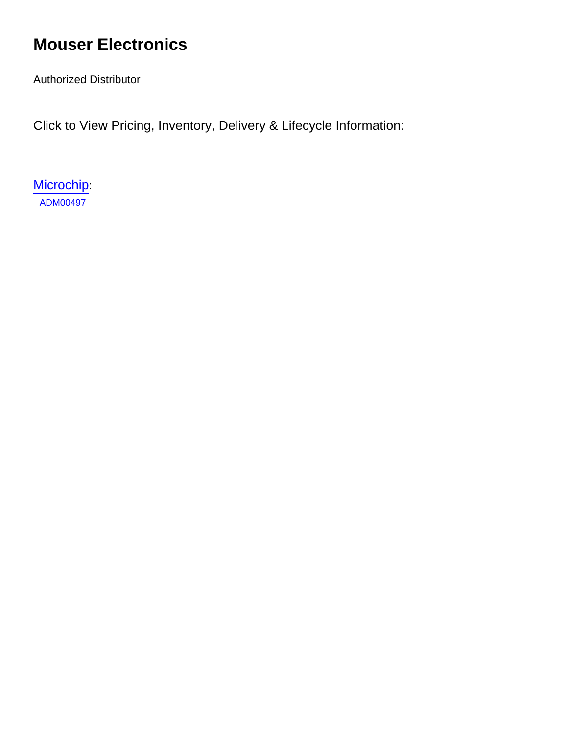# Mouser Electronics

Authorized Distributor

Click to View Pricing, Inventory, Delivery & Lifecycle Information:

Microchip:

ADM00497